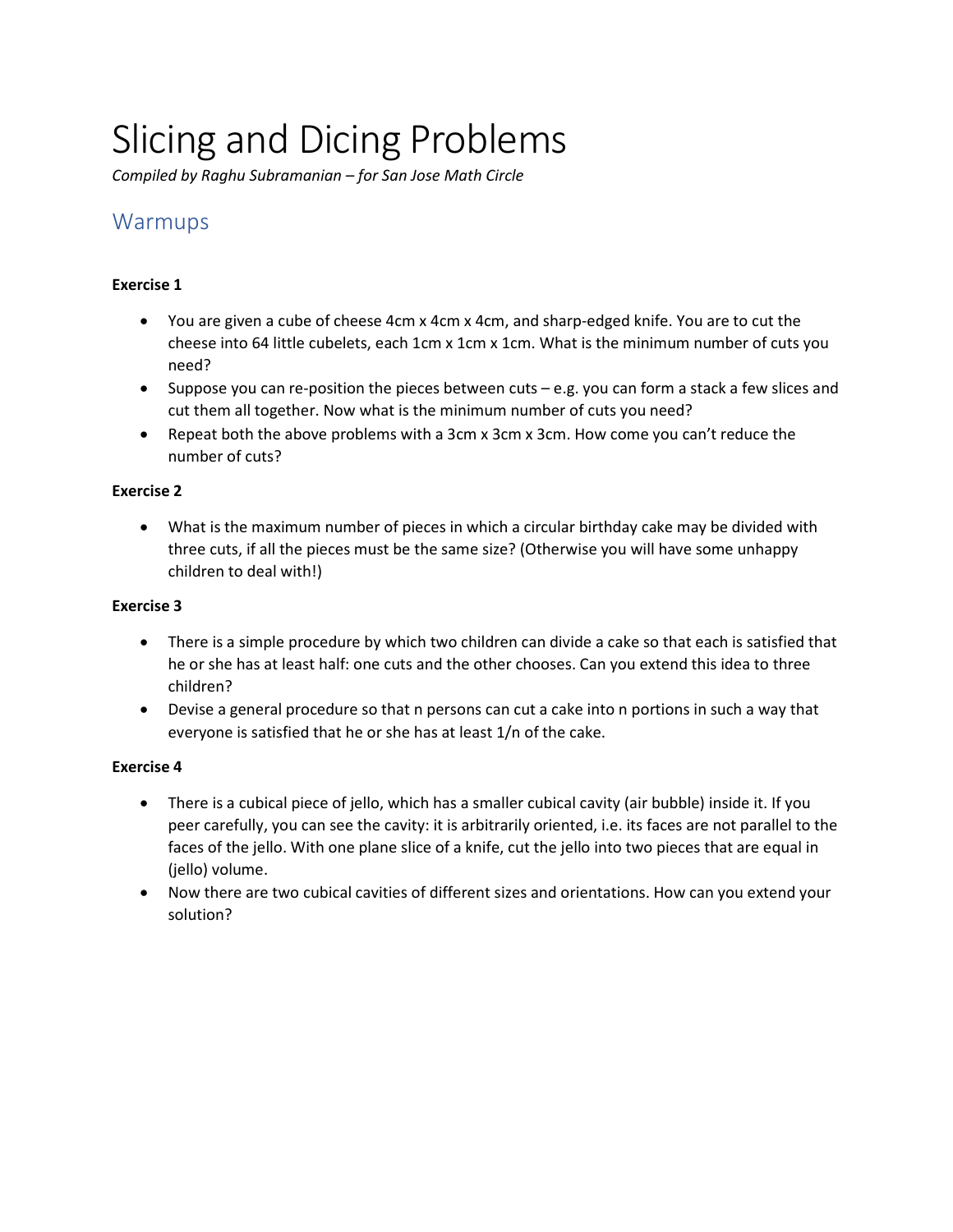# Slicing and Dicing Problems

*Compiled by Raghu Subramanian – for San Jose Math Circle*

## Warmups

**Exercise 1**

- You are given a cube of cheese 4cm x 4cm x 4cm, and sharp-edged knife. You are to cut the cheese into 64 little cubelets, each 1cm x 1cm x 1cm. What is the minimum number of cuts you need?
- Suppose you can re-position the pieces between cuts – e.g. you can form a stack a few slices and cut them all together. Now what is the minimum number of cuts you need?
- Repeat both the above problems with a 3cm x 3cm x 3cm. How come you can't reduce the number of cuts?

**Exercise 2**

- What is the maximum number of pieces in which a circular birthday cake may be divided with three cuts, if all the pieces must be the same size? (Otherwise you will have some unhappy children to deal with!)

**Exercise 3**

- There is a simple procedure by which two children can divide a cake so that each is satisfied that he or she has at least half: one cuts and the other chooses. Can you extend this idea to three children?
- Devise a general procedure so that n persons can cut a cake into n portions in such a way that everyone is satisfied that he or she has at least 1/n of the cake.

**Exercise 4**

- There is a cubical piece of jello, which has a smaller cubical cavity (air bubble) inside it. If you peer carefully, you can see the cavity: it is arbitrarily oriented, i.e. its faces are not parallel to the faces of the jello. With one plane slice of a knife, cut the jello into two pieces that are equal in (jello) volume.
- Now there are two cubical cavities of different sizes and orientations. How can you extend your solution?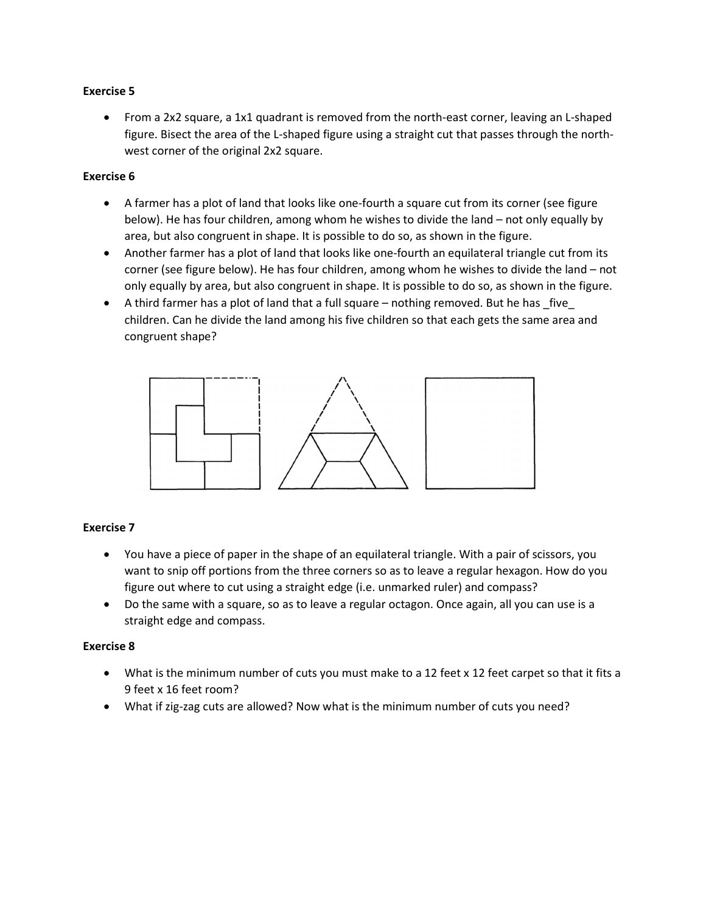**Exercise 5**

- From a 2x2 square, a 1x1 quadrant is removed from the north-east corner, leaving an L-shaped figure. Bisect the area of the L-shaped figure using a straight cut that passes through the north-west corner of the original 2x2 square.

**Exercise 6**

- A farmer has a plot of land that looks like one-fourth a square cut from its corner (see figure below). He has four children, among whom he wishes to divide the land – not only equally by area, but also congruent in shape. It is possible to do so, as shown in the figure.
- Another farmer has a plot of land that looks like one-fourth an equilateral triangle cut from its corner (see figure below). He has four children, among whom he wishes to divide the land – not only equally by area, but also congruent in shape. It is possible to do so, as shown in the figure.
- A third farmer has a plot of land that a full square – nothing removed. But he has _five_ children. Can he divide the land among his five children so that each gets the same area and congruent shape?

**Exercise 7**

- You have a piece of paper in the shape of an equilateral triangle. With a pair of scissors, you want to snip off portions from the three corners so as to leave a regular hexagon. How do you figure out where to cut using a straight edge (i.e. unmarked ruler) and compass?
- Do the same with a square, so as to leave a regular octagon. Once again, all you can use is a straight edge and compass.

**Exercise 8**

- What is the minimum number of cuts you must make to a 12 feet x 12 feet carpet so that it fits a 9 feet x 16 feet room?
- What if zig-zag cuts are allowed? Now what is the minimum number of cuts you need?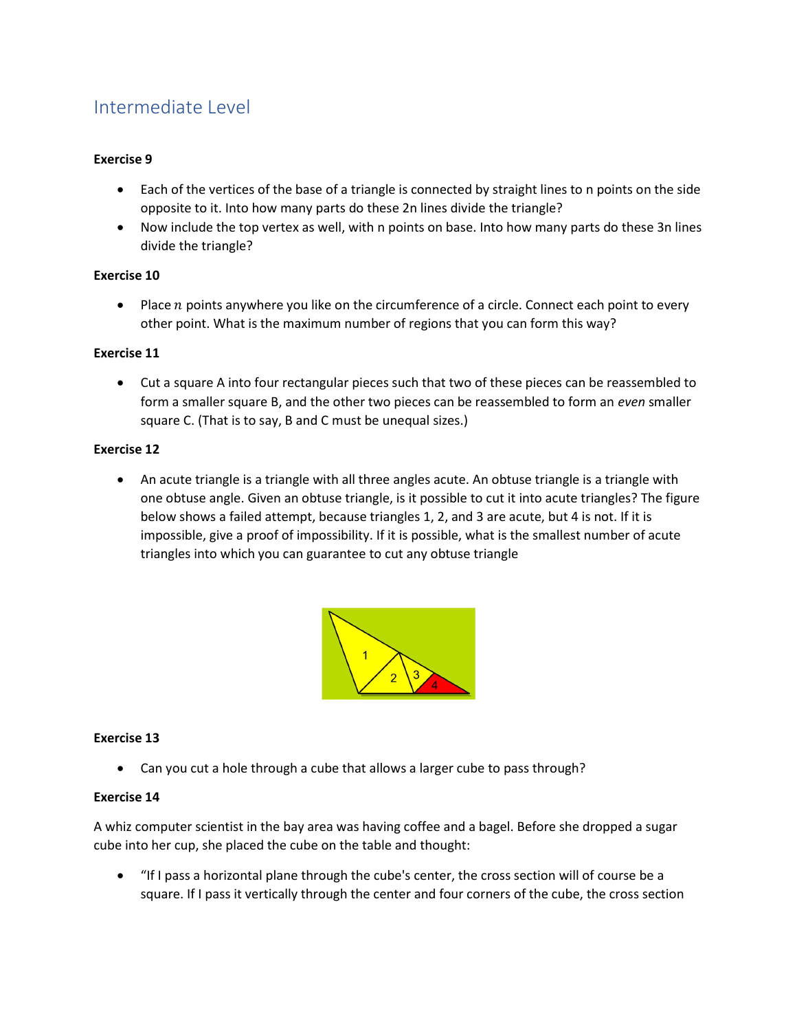## Intermediate Level

**Exercise 9**

- Each of the vertices of the base of a triangle is connected by straight lines to n points on the side opposite to it. Into how many parts do these 2n lines divide the triangle?
- Now include the top vertex as well, with n points on base. Into how many parts do these 3n lines divide the triangle?

**Exercise 10**

- Place $n$ points anywhere you like on the circumference of a circle. Connect each point to every other point. What is the maximum number of regions that you can form this way?

**Exercise 11**

- Cut a square A into four rectangular pieces such that two of these pieces can be reassembled to form a smaller square B, and the other two pieces can be reassembled to form an *even* smaller square C. (That is to say, B and C must be unequal sizes.)

**Exercise 12**

- An acute triangle is a triangle with all three angles acute. An obtuse triangle is a triangle with one obtuse angle. Given an obtuse triangle, is it possible to cut it into acute triangles? The figure below shows a failed attempt, because triangles 1, 2, and 3 are acute, but 4 is not. If it is impossible, give a proof of impossibility. If it is possible, what is the smallest number of acute triangles into which you can guarantee to cut any obtuse triangle

**Exercise 13**

- Can you cut a hole through a cube that allows a larger cube to pass through?

**Exercise 14**

A whiz computer scientist in the bay area was having coffee and a bagel. Before she dropped a sugar cube into her cup, she placed the cube on the table and thought:

- "If I pass a horizontal plane through the cube's center, the cross section will of course be a square. If I pass it vertically through the center and four corners of the cube, the cross section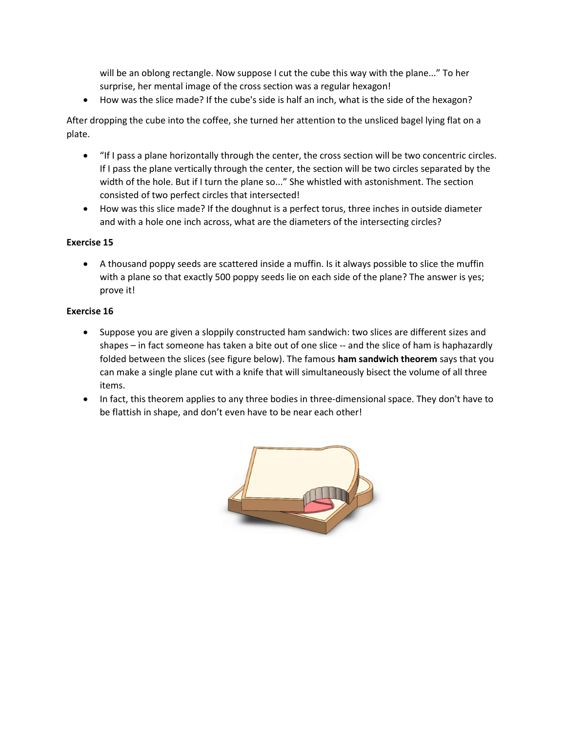will be an oblong rectangle. Now suppose I cut the cube this way with the plane..." To her surprise, her mental image of the cross section was a regular hexagon!

- How was the slice made? If the cube's side is half an inch, what is the side of the hexagon?

After dropping the cube into the coffee, she turned her attention to the unsliced bagel lying flat on a plate.

- "If I pass a plane horizontally through the center, the cross section will be two concentric circles. If I pass the plane vertically through the center, the section will be two circles separated by the width of the hole. But if I turn the plane so..." She whistled with astonishment. The section consisted of two perfect circles that intersected!
- How was this slice made? If the doughnut is a perfect torus, three inches in outside diameter and with a hole one inch across, what are the diameters of the intersecting circles?

**Exercise 15**

- A thousand poppy seeds are scattered inside a muffin. Is it always possible to slice the muffin with a plane so that exactly 500 poppy seeds lie on each side of the plane? The answer is yes; prove it!

**Exercise 16**

- Suppose you are given a sloppily constructed ham sandwich: two slices are different sizes and shapes – in fact someone has taken a bite out of one slice -- and the slice of ham is haphazardly folded between the slices (see figure below). The famous **ham sandwich theorem** says that you can make a single plane cut with a knife that will simultaneously bisect the volume of all three items.
- In fact, this theorem applies to any three bodies in three-dimensional space. They don't have to be flattish in shape, and don't even have to be near each other!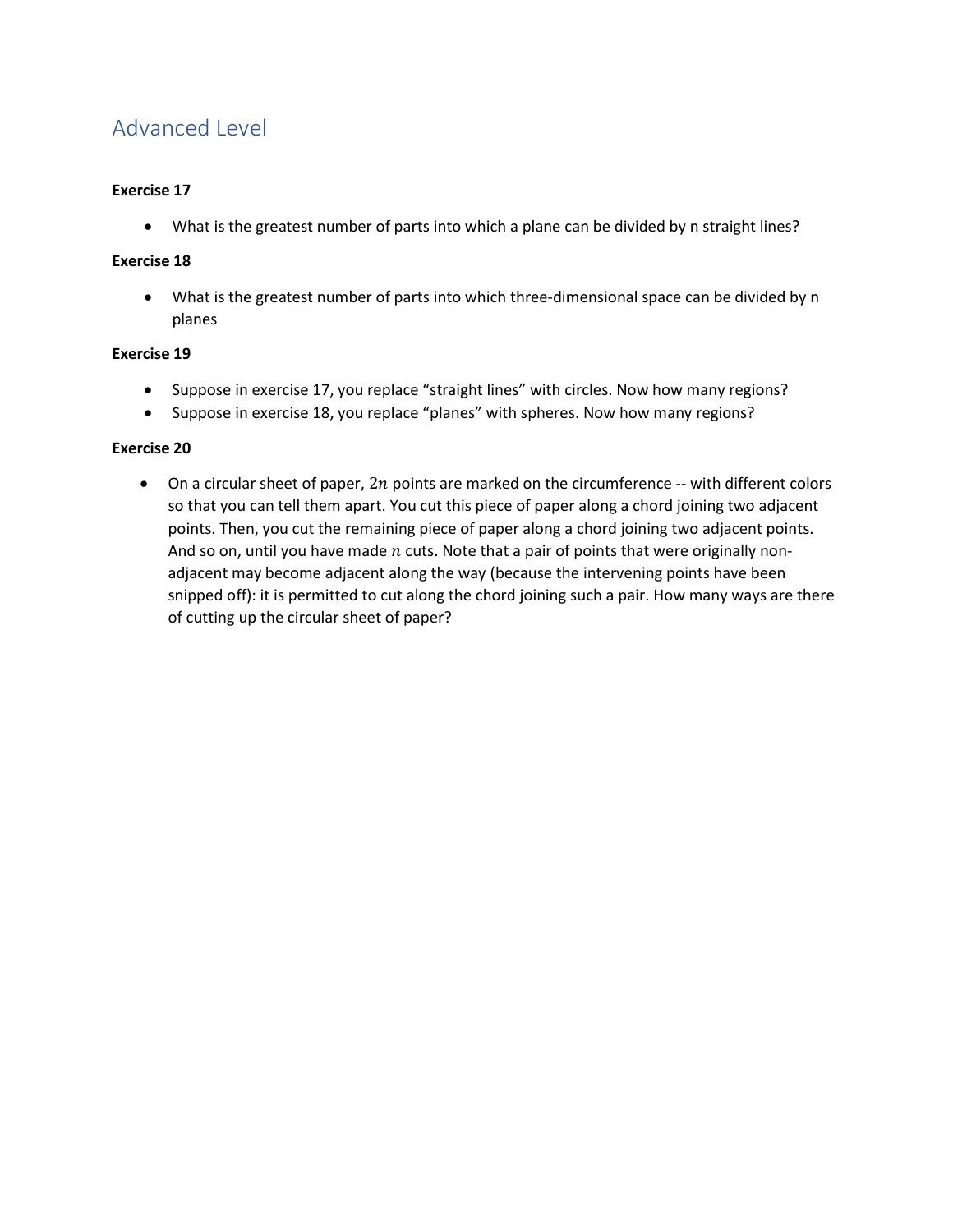## Advanced Level

**Exercise 17**

- What is the greatest number of parts into which a plane can be divided by n straight lines?

**Exercise 18**

- What is the greatest number of parts into which three-dimensional space can be divided by n planes

**Exercise 19**

- Suppose in exercise 17, you replace "straight lines" with circles. Now how many regions?
- Suppose in exercise 18, you replace "planes" with spheres. Now how many regions?

**Exercise 20**

- On a circular sheet of paper, $2n$ points are marked on the circumference -- with different colors so that you can tell them apart. You cut this piece of paper along a chord joining two adjacent points. Then, you cut the remaining piece of paper along a chord joining two adjacent points. And so on, until you have made $n$ cuts. Note that a pair of points that were originally non-adjacent may become adjacent along the way (because the intervening points have been snipped off): it is permitted to cut along the chord joining such a pair. How many ways are there of cutting up the circular sheet of paper?